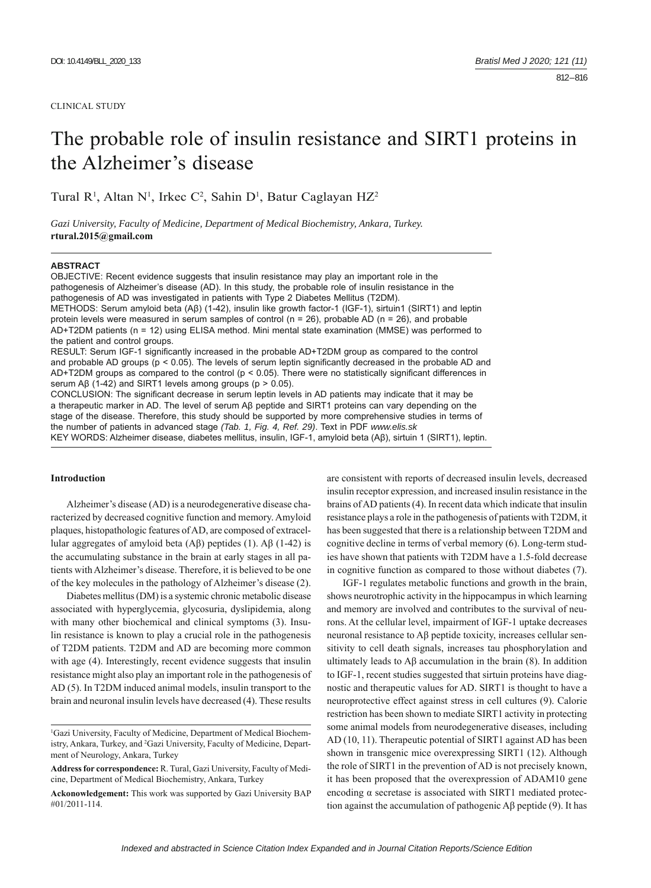CLINICAL STUDY

# The probable role of insulin resistance and SIRT1 proteins in the Alzheimer's disease

Tural R[1], Altan N[1], Irkec C[2], Sahin D[1], Batur Caglayan HZ[2]

*Gazi University, Faculty of Medicine, Department of Medical Biochemistry, Ankara, Turkey.*
**rtural.2015@gmail.com**

**ABSTRACT**

OBJECTIVE: Recent evidence suggests that insulin resistance may play an important role in the pathogenesis of Alzheimer's disease (AD). In this study, the probable role of insulin resistance in the pathogenesis of AD was investigated in patients with Type 2 Diabetes Mellitus (T2DM).

METHODS: Serum amyloid beta (Aβ) (1-42), insulin like growth factor-1 (IGF-1), sirtuin1 (SIRT1) and leptin protein levels were measured in serum samples of control (n = 26), probable AD (n = 26), and probable AD+T2DM patients (n = 12) using ELISA method. Mini mental state examination (MMSE) was performed to the patient and control groups.

RESULT: Serum IGF-1 significantly increased in the probable AD+T2DM group as compared to the control and probable AD groups ($p < 0.05$). The levels of serum leptin significantly decreased in the probable AD and AD+T2DM groups as compared to the control ($p < 0.05$). There were no statistically significant differences in serum Aβ (1-42) and SIRT1 levels among groups ($p > 0.05$).

CONCLUSION: The significant decrease in serum leptin levels in AD patients may indicate that it may be a therapeutic marker in AD. The level of serum Aβ peptide and SIRT1 proteins can vary depending on the stage of the disease. Therefore, this study should be supported by more comprehensive studies in terms of the number of patients in advanced stage *(Tab. 1, Fig. 4, Ref. 29)*. Text in PDF *www.elis.sk*

KEY WORDS: Alzheimer disease, diabetes mellitus, insulin, IGF-1, amyloid beta (Aβ), sirtuin 1 (SIRT1), leptin.

## Introduction

Alzheimer's disease (AD) is a neurodegenerative disease characterized by decreased cognitive function and memory. Amyloid plaques, histopathologic features of AD, are composed of extracellular aggregates of amyloid beta (Aβ) peptides (1). Aβ (1-42) is the accumulating substance in the brain at early stages in all patients with Alzheimer's disease. Therefore, it is believed to be one of the key molecules in the pathology of Alzheimer's disease (2).

Diabetes mellitus (DM) is a systemic chronic metabolic disease associated with hyperglycemia, glycosuria, dyslipidemia, along with many other biochemical and clinical symptoms (3). Insulin resistance is known to play a crucial role in the pathogenesis of T2DM patients. T2DM and AD are becoming more common with age (4). Interestingly, recent evidence suggests that insulin resistance might also play an important role in the pathogenesis of AD (5). In T2DM induced animal models, insulin transport to the brain and neuronal insulin levels have decreased (4). These results are consistent with reports of decreased insulin levels, decreased insulin receptor expression, and increased insulin resistance in the brains of AD patients (4). In recent data which indicate that insulin resistance plays a role in the pathogenesis of patients with T2DM, it has been suggested that there is a relationship between T2DM and cognitive decline in terms of verbal memory (6). Long-term studies have shown that patients with T2DM have a 1.5-fold decrease in cognitive function as compared to those without diabetes (7).

IGF-1 regulates metabolic functions and growth in the brain, shows neurotrophic activity in the hippocampus in which learning and memory are involved and contributes to the survival of neurons. At the cellular level, impairment of IGF-1 uptake decreases neuronal resistance to Aβ peptide toxicity, increases cellular sensitivity to cell death signals, increases tau phosphorylation and ultimately leads to Aβ accumulation in the brain (8). In addition to IGF-1, recent studies suggested that sirtuin proteins have diagnostic and therapeutic values for AD. SIRT1 is thought to have a neuroprotective effect against stress in cell cultures (9). Calorie restriction has been shown to mediate SIRT1 activity in protecting some animal models from neurodegenerative diseases, including AD (10, 11). Therapeutic potential of SIRT1 against AD has been shown in transgenic mice overexpressing SIRT1 (12). Although the role of SIRT1 in the prevention of AD is not precisely known, it has been proposed that the overexpression of ADAM10 gene encoding α secretase is associated with SIRT1 mediated protection against the accumulation of pathogenic Aβ peptide (9). It has

---

[1]Gazi University, Faculty of Medicine, Department of Medical Biochemistry, Ankara, Turkey, and [2]Gazi University, Faculty of Medicine, Department of Neurology, Ankara, Turkey

**Address for correspondence:** R. Tural, Gazi University, Faculty of Medicine, Department of Medical Biochemistry, Ankara, Turkey

**Ackonowledgement:** This work was supported by Gazi University BAP #01/2011-114.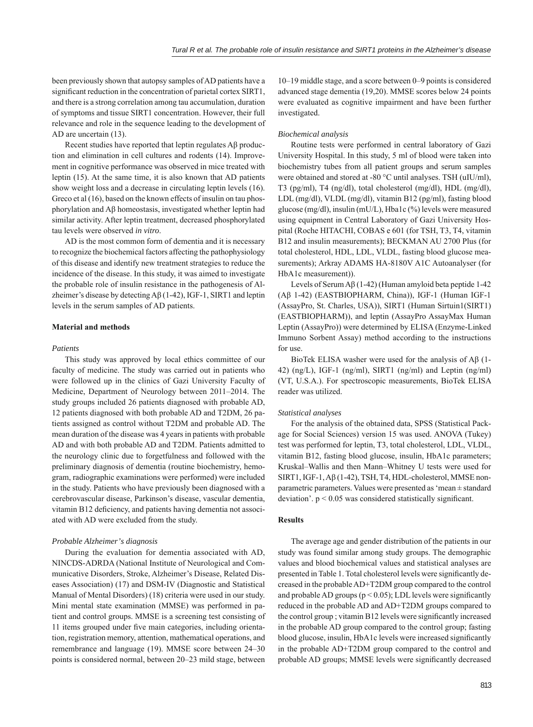been previously shown that autopsy samples of AD patients have a significant reduction in the concentration of parietal cortex SIRT1, and there is a strong correlation among tau accumulation, duration of symptoms and tissue SIRT1 concentration. However, their full relevance and role in the sequence leading to the development of AD are uncertain (13).

Recent studies have reported that leptin regulates Aβ production and elimination in cell cultures and rodents (14). Improvement in cognitive performance was observed in mice treated with leptin (15). At the same time, it is also known that AD patients show weight loss and a decrease in circulating leptin levels (16). Greco et al (16), based on the known effects of insulin on tau phosphorylation and Aβ homeostasis, investigated whether leptin had similar activity. After leptin treatment, decreased phosphorylated tau levels were observed *in vitro*.

AD is the most common form of dementia and it is necessary to recognize the biochemical factors affecting the pathophysiology of this disease and identify new treatment strategies to reduce the incidence of the disease. In this study, it was aimed to investigate the probable role of insulin resistance in the pathogenesis of Alzheimer's disease by detecting Aβ (1-42), IGF-1, SIRT1 and leptin levels in the serum samples of AD patients.

## Material and methods

### *Patients*

This study was approved by local ethics committee of our faculty of medicine. The study was carried out in patients who were followed up in the clinics of Gazi University Faculty of Medicine, Department of Neurology between 2011–2014. The study groups included 26 patients diagnosed with probable AD, 12 patients diagnosed with both probable AD and T2DM, 26 patients assigned as control without T2DM and probable AD. The mean duration of the disease was 4 years in patients with probable AD and with both probable AD and T2DM. Patients admitted to the neurology clinic due to forgetfulness and followed with the preliminary diagnosis of dementia (routine biochemistry, hemogram, radiographic examinations were performed) were included in the study. Patients who have previously been diagnosed with a cerebrovascular disease, Parkinson's disease, vascular dementia, vitamin B12 deficiency, and patients having dementia not associated with AD were excluded from the study.

### *Probable Alzheimer's diagnosis*

During the evaluation for dementia associated with AD, NINCDS-ADRDA (National Institute of Neurological and Communicative Disorders, Stroke, Alzheimer's Disease, Related Diseases Association) (17) and DSM-IV (Diagnostic and Statistical Manual of Mental Disorders) (18) criteria were used in our study. Mini mental state examination (MMSE) was performed in patient and control groups. MMSE is a screening test consisting of 11 items grouped under five main categories, including orientation, registration memory, attention, mathematical operations, and remembrance and language (19). MMSE score between 24–30 points is considered normal, between 20–23 mild stage, between 10–19 middle stage, and a score between 0–9 points is considered advanced stage dementia (19,20). MMSE scores below 24 points were evaluated as cognitive impairment and have been further investigated.

### *Biochemical analysis*

Routine tests were performed in central laboratory of Gazi University Hospital. In this study, 5 ml of blood were taken into biochemistry tubes from all patient groups and serum samples were obtained and stored at -80 °C until analyses. TSH (uIU/ml), T3 (pg/ml), T4 (ng/dl), total cholesterol (mg/dl), HDL (mg/dl), LDL (mg/dl), VLDL (mg/dl), vitamin B12 (pg/ml), fasting blood glucose (mg/dl), insulin (mU/L), Hba1c (%) levels were measured using equipment in Central Laboratory of Gazi University Hospital (Roche HITACHI, COBAS e 601 (for TSH, T3, T4, vitamin B12 and insulin measurements); BECKMAN AU 2700 Plus (for total cholesterol, HDL, LDL, VLDL, fasting blood glucose measurements); Arkray ADAMS HA-8180V A1C Autoanalyser (for HbA1c measurement)).

Levels of Serum Aβ (1-42) (Human amyloid beta peptide 1-42 (Aβ 1-42) (EASTBIOPHARM, China)), IGF-1 (Human IGF-1 (AssayPro, St. Charles, USA)), SIRT1 (Human Sirtuin1(SIRT1) (EASTBIOPHARM)), and leptin (AssayPro AssayMax Human Leptin (AssayPro)) were determined by ELISA (Enzyme-Linked Immuno Sorbent Assay) method according to the instructions for use.

BioTek ELISA washer were used for the analysis of Aβ (1-42) (ng/L), IGF-1 (ng/ml), SIRT1 (ng/ml) and Leptin (ng/ml) (VT, U.S.A.). For spectroscopic measurements, BioTek ELISA reader was utilized.

### *Statistical analyses*

For the analysis of the obtained data, SPSS (Statistical Package for Social Sciences) version 15 was used. ANOVA (Tukey) test was performed for leptin, T3, total cholesterol, LDL, VLDL, vitamin B12, fasting blood glucose, insulin, HbA1c parameters; Kruskal–Wallis and then Mann–Whitney U tests were used for SIRT1, IGF-1, Aβ (1-42), TSH, T4, HDL-cholesterol, MMSE nonparametric parameters. Values were presented as 'mean ± standard deviation'. $p < 0.05$ was considered statistically significant.

## Results

The average age and gender distribution of the patients in our study was found similar among study groups. The demographic values and blood biochemical values and statistical analyses are presented in Table 1. Total cholesterol levels were significantly decreased in the probable AD+T2DM group compared to the control and probable AD groups ($p < 0.05$); LDL levels were significantly reduced in the probable AD and AD+T2DM groups compared to the control group ; vitamin B12 levels were significantly increased in the probable AD group compared to the control group; fasting blood glucose, insulin, HbA1c levels were increased significantly in the probable AD+T2DM group compared to the control and probable AD groups; MMSE levels were significantly decreased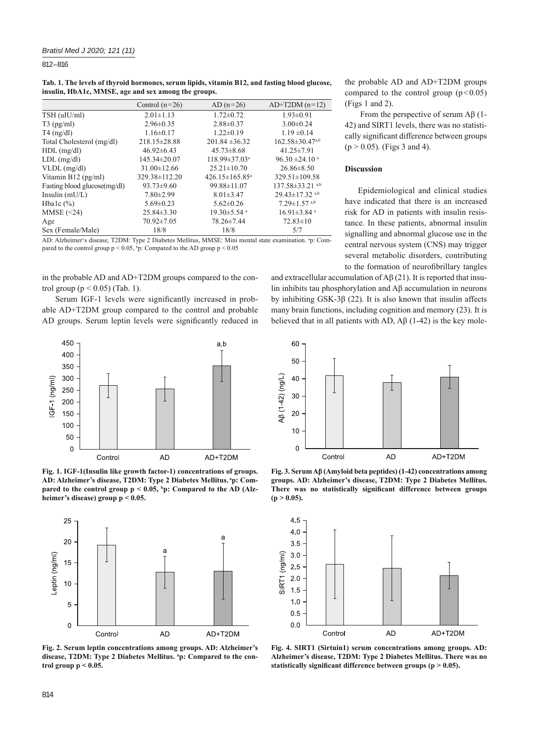**Tab. 1. The levels of thyroid hormones, serum lipids, vitamin B12, and fasting blood glucose, insulin, HbA1c, MMSE, age and sex among the groups.**

| | Control (n=26) | AD (n=26) | AD+T2DM (n=12) |
|---|---|---|---|
| TSH (uIU/ml) | 2.01±1.13 | 1.72±0.72 | 1.93±0.91 |
| T3 (pg/ml) | 2.96±0.35 | 2.88±0.37 | 3.00±0.24 |
| T4 (ng/dl) | 1.16±0.17 | 1.22±0.19 | 1.19 ±0.14 |
| Total Cholesterol (mg/dl) | 218.15±28.88 | 201.84 ±36.32 | 162.58±30.47[a,b] |
| HDL (mg/dl) | 46.92±6.43 | 45.73±8.68 | 41.25±7.91 |
| LDL (mg/dl) | 145.34±20.07 | 118.99±37.03[a] | 96.30 ±24.10 [a] |
| VLDL (mg/dl) | 31.00±12.66 | 25.21±10.70 | 26.86±8.50 |
| Vitamin B12 (pg/ml) | 329.38±112.20 | 426.15±165.85[a] | 329.51±109.58 |
| Fasting blood glucose(mg/dl) | 93.73±9.60 | 99.88±11.07 | 137.58±33.21 [a,b] |
| Insulin (mU/L) | 7.80±2.99 | 8.01±3.47 | 29.43±17.32 [a,b] |
| Hba1c (%) | 5.69±0.23 | 5.62±0.26 | 7.29±1.57 [a,b] |
| MMSE (<24) | 25.84±3.30 | 19.30±5.54 [a] | 16.91±3.84 [a] |
| Age | 70.92±7.05 | 78.26±7.44 | 72.83±10 |
| Sex (Female/Male) | 18/8 | 18/8 | 5/7 |

AD: Alzheimer's disease, T2DM: Type 2 Diabetes Mellitus, MMSE: Mini mental state examination. [a]p: Compared to the control group $p < 0.05$, [b]p: Compared to the AD group $p < 0.05$

in the probable AD and AD+T2DM groups compared to the control group ($p < 0.05$) (Tab. 1).

Serum IGF-1 levels were significantly increased in probable AD+T2DM group compared to the control and probable AD groups. Serum leptin levels were significantly reduced in the probable AD and AD+T2DM groups compared to the control group ($p<0.05$) (Figs 1 and 2).

From the perspective of serum Aβ (1-42) and SIRT1 levels, there was no statistically significant difference between groups ($p > 0.05$). (Figs 3 and 4).

IGF-1 (ng/ml)
450
400
350
300
250
200
150
100
50
0
Control
AD
AD+T2DM
a,b

**Fig. 1. IGF-1(Insulin like growth factor-1) concentrations of groups. AD: Alzheimer's disease, T2DM: Type 2 Diabetes Mellitus. [a]p: Compared to the control group $p < 0.05$, [b]p: Compared to the AD (Alzheimer's disease) group $p < 0.05$.**

Leptin (ng/ml)
25
20
15
10
5
0
Control
AD
AD+T2DM
a
a

**Fig. 2. Serum leptin concentrations among groups. AD: Alzheimer's disease, T2DM: Type 2 Diabetes Mellitus. [a]p: Compared to the control group $p < 0.05$.**

Aβ (1-42) (ng/L)
60
50
40
30
20
10
0
Control
AD
AD+T2DM

**Fig. 3. Serum Aβ (Amyloid beta peptides) (1-42) concentrations among groups. AD: Alzheimer's disease, T2DM: Type 2 Diabetes Mellitus. There was no statistically significant difference between groups ($p > 0.05$).**

SIRT1 (ng/ml)
4.5
4.0
3.5
3.0
2.5
2.0
1.5
1.0
0.5
0.0
Control
AD
AD+T2DM

**Fig. 4. SIRT1 (Sirtuin1) serum concentrations among groups. AD: Alzheimer's disease, T2DM: Type 2 Diabetes Mellitus. There was no statistically significant difference between groups ($p > 0.05$).**

## Discussion

Epidemiological and clinical studies have indicated that there is an increased risk for AD in patients with insulin resistance. In these patients, abnormal insulin signalling and abnormal glucose use in the central nervous system (CNS) may trigger several metabolic disorders, contributing to the formation of neurofibrillary tangles and extracellular accumulation of Aβ (21). It is reported that insulin inhibits tau phosphorylation and Aβ accumulation in neurons by inhibiting GSK-3β (22). It is also known that insulin affects many brain functions, including cognition and memory (23). It is believed that in all patients with AD, Aβ (1-42) is the key mole-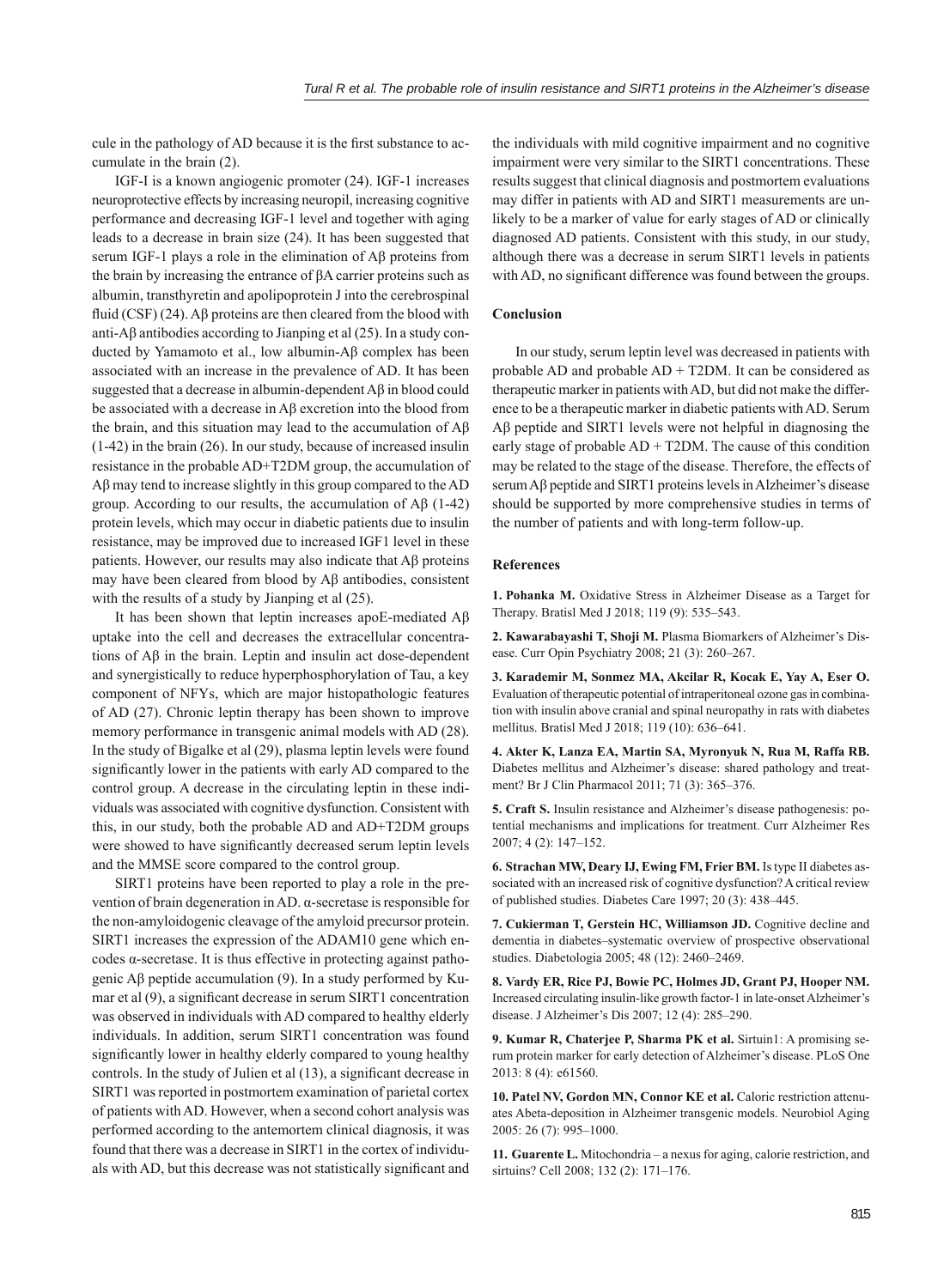cule in the pathology of AD because it is the first substance to accumulate in the brain (2).

IGF-I is a known angiogenic promoter (24). IGF-1 increases neuroprotective effects by increasing neuropil, increasing cognitive performance and decreasing IGF-1 level and together with aging leads to a decrease in brain size (24). It has been suggested that serum IGF-1 plays a role in the elimination of Aβ proteins from the brain by increasing the entrance of βA carrier proteins such as albumin, transthyretin and apolipoprotein J into the cerebrospinal fluid (CSF) (24). Aβ proteins are then cleared from the blood with anti-Aβ antibodies according to Jianping et al (25). In a study conducted by Yamamoto et al., low albumin-Aβ complex has been associated with an increase in the prevalence of AD. It has been suggested that a decrease in albumin-dependent Aβ in blood could be associated with a decrease in Aβ excretion into the blood from the brain, and this situation may lead to the accumulation of Aβ (1-42) in the brain (26). In our study, because of increased insulin resistance in the probable AD+T2DM group, the accumulation of Aβ may tend to increase slightly in this group compared to the AD group. According to our results, the accumulation of Aβ (1-42) protein levels, which may occur in diabetic patients due to insulin resistance, may be improved due to increased IGF1 level in these patients. However, our results may also indicate that Aβ proteins may have been cleared from blood by Aβ antibodies, consistent with the results of a study by Jianping et al (25).

It has been shown that leptin increases apoE-mediated Aβ uptake into the cell and decreases the extracellular concentrations of Aβ in the brain. Leptin and insulin act dose-dependent and synergistically to reduce hyperphosphorylation of Tau, a key component of NFYs, which are major histopathologic features of AD (27). Chronic leptin therapy has been shown to improve memory performance in transgenic animal models with AD (28). In the study of Bigalke et al (29), plasma leptin levels were found significantly lower in the patients with early AD compared to the control group. A decrease in the circulating leptin in these individuals was associated with cognitive dysfunction. Consistent with this, in our study, both the probable AD and AD+T2DM groups were showed to have significantly decreased serum leptin levels and the MMSE score compared to the control group.

SIRT1 proteins have been reported to play a role in the prevention of brain degeneration in AD. α-secretase is responsible for the non-amyloidogenic cleavage of the amyloid precursor protein. SIRT1 increases the expression of the ADAM10 gene which encodes α-secretase. It is thus effective in protecting against pathogenic Aβ peptide accumulation (9). In a study performed by Kumar et al (9), a significant decrease in serum SIRT1 concentration was observed in individuals with AD compared to healthy elderly individuals. In addition, serum SIRT1 concentration was found significantly lower in healthy elderly compared to young healthy controls. In the study of Julien et al (13), a significant decrease in SIRT1 was reported in postmortem examination of parietal cortex of patients with AD. However, when a second cohort analysis was performed according to the antemortem clinical diagnosis, it was found that there was a decrease in SIRT1 in the cortex of individuals with AD, but this decrease was not statistically significant and the individuals with mild cognitive impairment and no cognitive impairment were very similar to the SIRT1 concentrations. These results suggest that clinical diagnosis and postmortem evaluations may differ in patients with AD and SIRT1 measurements are unlikely to be a marker of value for early stages of AD or clinically diagnosed AD patients. Consistent with this study, in our study, although there was a decrease in serum SIRT1 levels in patients with AD, no significant difference was found between the groups.

## Conclusion

In our study, serum leptin level was decreased in patients with probable AD and probable AD + T2DM. It can be considered as therapeutic marker in patients with AD, but did not make the difference to be a therapeutic marker in diabetic patients with AD. Serum Aβ peptide and SIRT1 levels were not helpful in diagnosing the early stage of probable AD + T2DM. The cause of this condition may be related to the stage of the disease. Therefore, the effects of serum Aβ peptide and SIRT1 proteins levels in Alzheimer's disease should be supported by more comprehensive studies in terms of the number of patients and with long-term follow-up.

## References

**1. Pohanka M.** Oxidative Stress in Alzheimer Disease as a Target for Therapy. Bratisl Med J 2018; 119 (9): 535–543.

**2. Kawarabayashi T, Shoji M.** Plasma Biomarkers of Alzheimer's Disease. Curr Opin Psychiatry 2008; 21 (3): 260–267.

**3. Karademir M, Sonmez MA, Akcilar R, Kocak E, Yay A, Eser O.** Evaluation of therapeutic potential of intraperitoneal ozone gas in combination with insulin above cranial and spinal neuropathy in rats with diabetes mellitus. Bratisl Med J 2018; 119 (10): 636–641.

**4. Akter K, Lanza EA, Martin SA, Myronyuk N, Rua M, Raffa RB.** Diabetes mellitus and Alzheimer's disease: shared pathology and treatment? Br J Clin Pharmacol 2011; 71 (3): 365–376.

**5. Craft S.** Insulin resistance and Alzheimer's disease pathogenesis: potential mechanisms and implications for treatment. Curr Alzheimer Res 2007; 4 (2): 147–152.

**6. Strachan MW, Deary IJ, Ewing FM, Frier BM.** Is type II diabetes associated with an increased risk of cognitive dysfunction? A critical review of published studies. Diabetes Care 1997; 20 (3): 438–445.

**7. Cukierman T, Gerstein HC, Williamson JD.** Cognitive decline and dementia in diabetes–systematic overview of prospective observational studies. Diabetologia 2005; 48 (12): 2460–2469.

**8. Vardy ER, Rice PJ, Bowie PC, Holmes JD, Grant PJ, Hooper NM.** Increased circulating insulin-like growth factor-1 in late-onset Alzheimer's disease. J Alzheimer's Dis 2007; 12 (4): 285–290.

**9. Kumar R, Chaterjee P, Sharma PK et al.** Sirtuin1: A promising serum protein marker for early detection of Alzheimer's disease. PLoS One 2013: 8 (4): e61560.

**10. Patel NV, Gordon MN, Connor KE et al.** Caloric restriction attenuates Abeta-deposition in Alzheimer transgenic models. Neurobiol Aging 2005: 26 (7): 995–1000.

**11. Guarente L.** Mitochondria – a nexus for aging, calorie restriction, and sirtuins? Cell 2008; 132 (2): 171–176.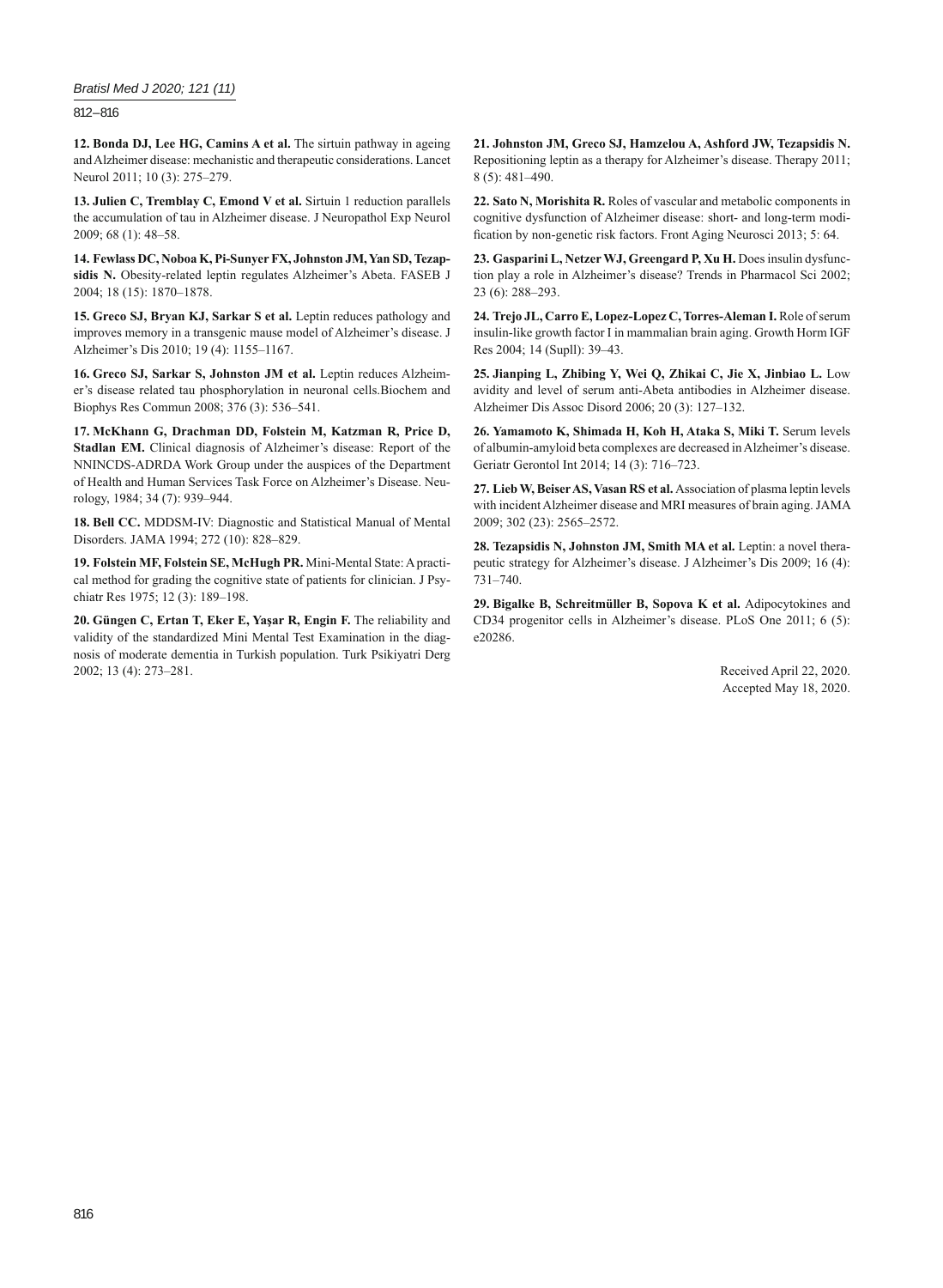**12. Bonda DJ, Lee HG, Camins A et al.** The sirtuin pathway in ageing and Alzheimer disease: mechanistic and therapeutic considerations. Lancet Neurol 2011; 10 (3): 275–279.

**13. Julien C, Tremblay C, Emond V et al.** Sirtuin 1 reduction parallels the accumulation of tau in Alzheimer disease. J Neuropathol Exp Neurol 2009; 68 (1): 48–58.

**14. Fewlass DC, Noboa K, Pi-Sunyer FX, Johnston JM, Yan SD, Tezapsidis N.** Obesity-related leptin regulates Alzheimer's Abeta. FASEB J 2004; 18 (15): 1870–1878.

**15. Greco SJ, Bryan KJ, Sarkar S et al.** Leptin reduces pathology and improves memory in a transgenic mause model of Alzheimer's disease. J Alzheimer's Dis 2010; 19 (4): 1155–1167.

**16. Greco SJ, Sarkar S, Johnston JM et al.** Leptin reduces Alzheimer's disease related tau phosphorylation in neuronal cells.Biochem and Biophys Res Commun 2008; 376 (3): 536–541.

**17. McKhann G, Drachman DD, Folstein M, Katzman R, Price D, Stadlan EM.** Clinical diagnosis of Alzheimer's disease: Report of the NNINCDS-ADRDA Work Group under the auspices of the Department of Health and Human Services Task Force on Alzheimer's Disease. Neurology, 1984; 34 (7): 939–944.

**18. Bell CC.** MDDSM-IV: Diagnostic and Statistical Manual of Mental Disorders. JAMA 1994; 272 (10): 828–829.

**19. Folstein MF, Folstein SE, McHugh PR.** Mini-Mental State: A practical method for grading the cognitive state of patients for clinician. J Psychiatr Res 1975; 12 (3): 189–198.

**20. Güngen C, Ertan T, Eker E, Yaşar R, Engin F.** The reliability and validity of the standardized Mini Mental Test Examination in the diagnosis of moderate dementia in Turkish population. Turk Psikiyatri Derg 2002; 13 (4): 273–281.

**21. Johnston JM, Greco SJ, Hamzelou A, Ashford JW, Tezapsidis N.** Repositioning leptin as a therapy for Alzheimer's disease. Therapy 2011; 8 (5): 481–490.

**22. Sato N, Morishita R.** Roles of vascular and metabolic components in cognitive dysfunction of Alzheimer disease: short- and long-term modification by non-genetic risk factors. Front Aging Neurosci 2013; 5: 64.

**23. Gasparini L, Netzer WJ, Greengard P, Xu H.** Does insulin dysfunction play a role in Alzheimer's disease? Trends in Pharmacol Sci 2002; 23 (6): 288–293.

**24. Trejo JL, Carro E, Lopez-Lopez C, Torres-Aleman I.** Role of serum insulin-like growth factor I in mammalian brain aging. Growth Horm IGF Res 2004; 14 (Supll): 39–43.

**25. Jianping L, Zhibing Y, Wei Q, Zhikai C, Jie X, Jinbiao L.** Low avidity and level of serum anti-Abeta antibodies in Alzheimer disease. Alzheimer Dis Assoc Disord 2006; 20 (3): 127–132.

**26. Yamamoto K, Shimada H, Koh H, Ataka S, Miki T.** Serum levels of albumin-amyloid beta complexes are decreased in Alzheimer's disease. Geriatr Gerontol Int 2014; 14 (3): 716–723.

**27. Lieb W, Beiser AS, Vasan RS et al.** Association of plasma leptin levels with incident Alzheimer disease and MRI measures of brain aging. JAMA 2009; 302 (23): 2565–2572.

**28. Tezapsidis N, Johnston JM, Smith MA et al.** Leptin: a novel therapeutic strategy for Alzheimer's disease. J Alzheimer's Dis 2009; 16 (4): 731–740.

**29. Bigalke B, Schreitmüller B, Sopova K et al.** Adipocytokines and CD34 progenitor cells in Alzheimer's disease. PLoS One 2011; 6 (5): e20286.

Received April 22, 2020.
Accepted May 18, 2020.